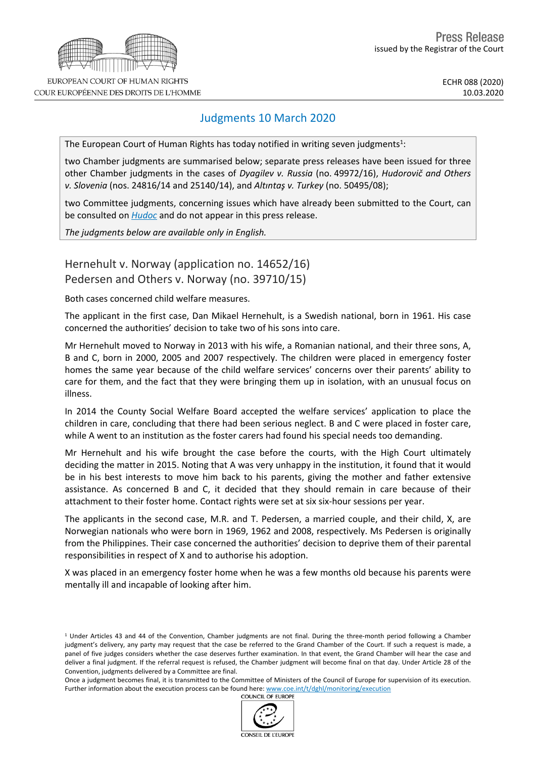# Press Release

issued by the Registrar of the Court

EUROPEAN COURT OF HUMAN RIGHTS
COUR EUROPÉENNE DES DROITS DE L'HOMME

ECHR 088 (2020)
10.03.2020

## Judgments 10 March 2020

The European Court of Human Rights has today notified in writing seven judgments[1]:

two Chamber judgments are summarised below; separate press releases have been issued for three other Chamber judgments in the cases of *Dyagilev v. Russia* (no. 49972/16), *Hudorovič and Others v. Slovenia* (nos. 24816/14 and 25140/14), and *Altıntaş v. Turkey* (no. 50495/08);

two Committee judgments, concerning issues which have already been submitted to the Court, can be consulted on *Hudoc* and do not appear in this press release.

*The judgments below are available only in English.*

## Hernehult v. Norway (application no. 14652/16)
## Pedersen and Others v. Norway (no. 39710/15)

Both cases concerned child welfare measures.

The applicant in the first case, Dan Mikael Hernehult, is a Swedish national, born in 1961. His case concerned the authorities' decision to take two of his sons into care.

Mr Hernehult moved to Norway in 2013 with his wife, a Romanian national, and their three sons, A, B and C, born in 2000, 2005 and 2007 respectively. The children were placed in emergency foster homes the same year because of the child welfare services' concerns over their parents' ability to care for them, and the fact that they were bringing them up in isolation, with an unusual focus on illness.

In 2014 the County Social Welfare Board accepted the welfare services' application to place the children in care, concluding that there had been serious neglect. B and C were placed in foster care, while A went to an institution as the foster carers had found his special needs too demanding.

Mr Hernehult and his wife brought the case before the courts, with the High Court ultimately deciding the matter in 2015. Noting that A was very unhappy in the institution, it found that it would be in his best interests to move him back to his parents, giving the mother and father extensive assistance. As concerned B and C, it decided that they should remain in care because of their attachment to their foster home. Contact rights were set at six six-hour sessions per year.

The applicants in the second case, M.R. and T. Pedersen, a married couple, and their child, X, are Norwegian nationals who were born in 1969, 1962 and 2008, respectively. Ms Pedersen is originally from the Philippines. Their case concerned the authorities' decision to deprive them of their parental responsibilities in respect of X and to authorise his adoption.

X was placed in an emergency foster home when he was a few months old because his parents were mentally ill and incapable of looking after him.

[1] Under Articles 43 and 44 of the Convention, Chamber judgments are not final. During the three-month period following a Chamber judgment's delivery, any party may request that the case be referred to the Grand Chamber of the Court. If such a request is made, a panel of five judges considers whether the case deserves further examination. In that event, the Grand Chamber will hear the case and deliver a final judgment. If the referral request is refused, the Chamber judgment will become final on that day. Under Article 28 of the Convention, judgments delivered by a Committee are final.

Once a judgment becomes final, it is transmitted to the Committee of Ministers of the Council of Europe for supervision of its execution. Further information about the execution process can be found here: www.coe.int/t/dghl/monitoring/execution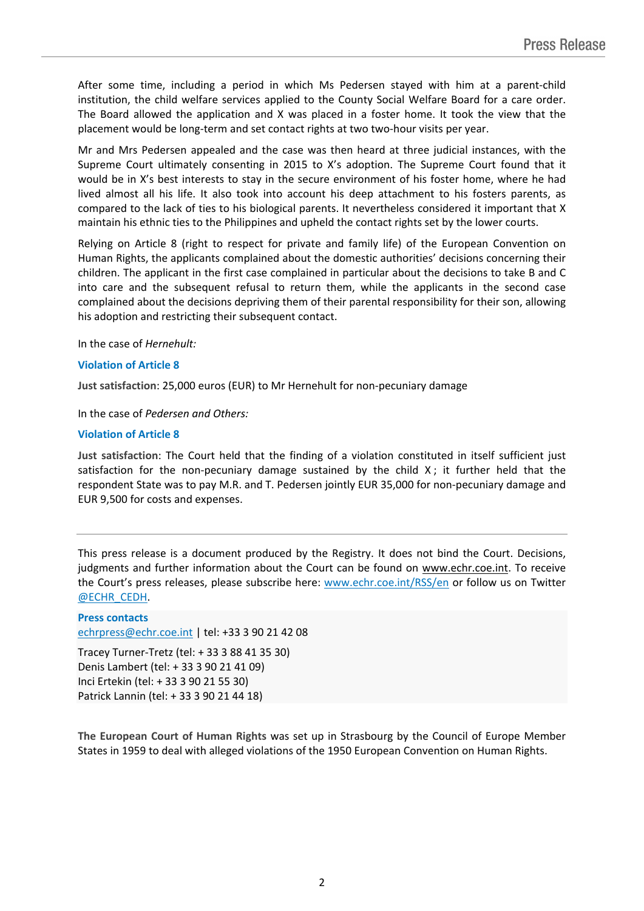After some time, including a period in which Ms Pedersen stayed with him at a parent-child institution, the child welfare services applied to the County Social Welfare Board for a care order. The Board allowed the application and X was placed in a foster home. It took the view that the placement would be long-term and set contact rights at two two-hour visits per year.

Mr and Mrs Pedersen appealed and the case was then heard at three judicial instances, with the Supreme Court ultimately consenting in 2015 to X's adoption. The Supreme Court found that it would be in X's best interests to stay in the secure environment of his foster home, where he had lived almost all his life. It also took into account his deep attachment to his fosters parents, as compared to the lack of ties to his biological parents. It nevertheless considered it important that X maintain his ethnic ties to the Philippines and upheld the contact rights set by the lower courts.

Relying on Article 8 (right to respect for private and family life) of the European Convention on Human Rights, the applicants complained about the domestic authorities' decisions concerning their children. The applicant in the first case complained in particular about the decisions to take B and C into care and the subsequent refusal to return them, while the applicants in the second case complained about the decisions depriving them of their parental responsibility for their son, allowing his adoption and restricting their subsequent contact.

In the case of *Hernehult:*

**Violation of Article 8**

**Just satisfaction**: 25,000 euros (EUR) to Mr Hernehult for non-pecuniary damage

In the case of *Pedersen and Others:*

**Violation of Article 8**

**Just satisfaction**: The Court held that the finding of a violation constituted in itself sufficient just satisfaction for the non-pecuniary damage sustained by the child X ; it further held that the respondent State was to pay M.R. and T. Pedersen jointly EUR 35,000 for non-pecuniary damage and EUR 9,500 for costs and expenses.

---

This press release is a document produced by the Registry. It does not bind the Court. Decisions, judgments and further information about the Court can be found on www.echr.coe.int. To receive the Court's press releases, please subscribe here: www.echr.coe.int/RSS/en or follow us on Twitter @ECHR_CEDH.

**Press contacts**
echrpress@echr.coe.int | tel: +33 3 90 21 42 08

Tracey Turner-Tretz (tel: + 33 3 88 41 35 30)
Denis Lambert (tel: + 33 3 90 21 41 09)
Inci Ertekin (tel: + 33 3 90 21 55 30)
Patrick Lannin (tel: + 33 3 90 21 44 18)

**The European Court of Human Rights** was set up in Strasbourg by the Council of Europe Member States in 1959 to deal with alleged violations of the 1950 European Convention on Human Rights.